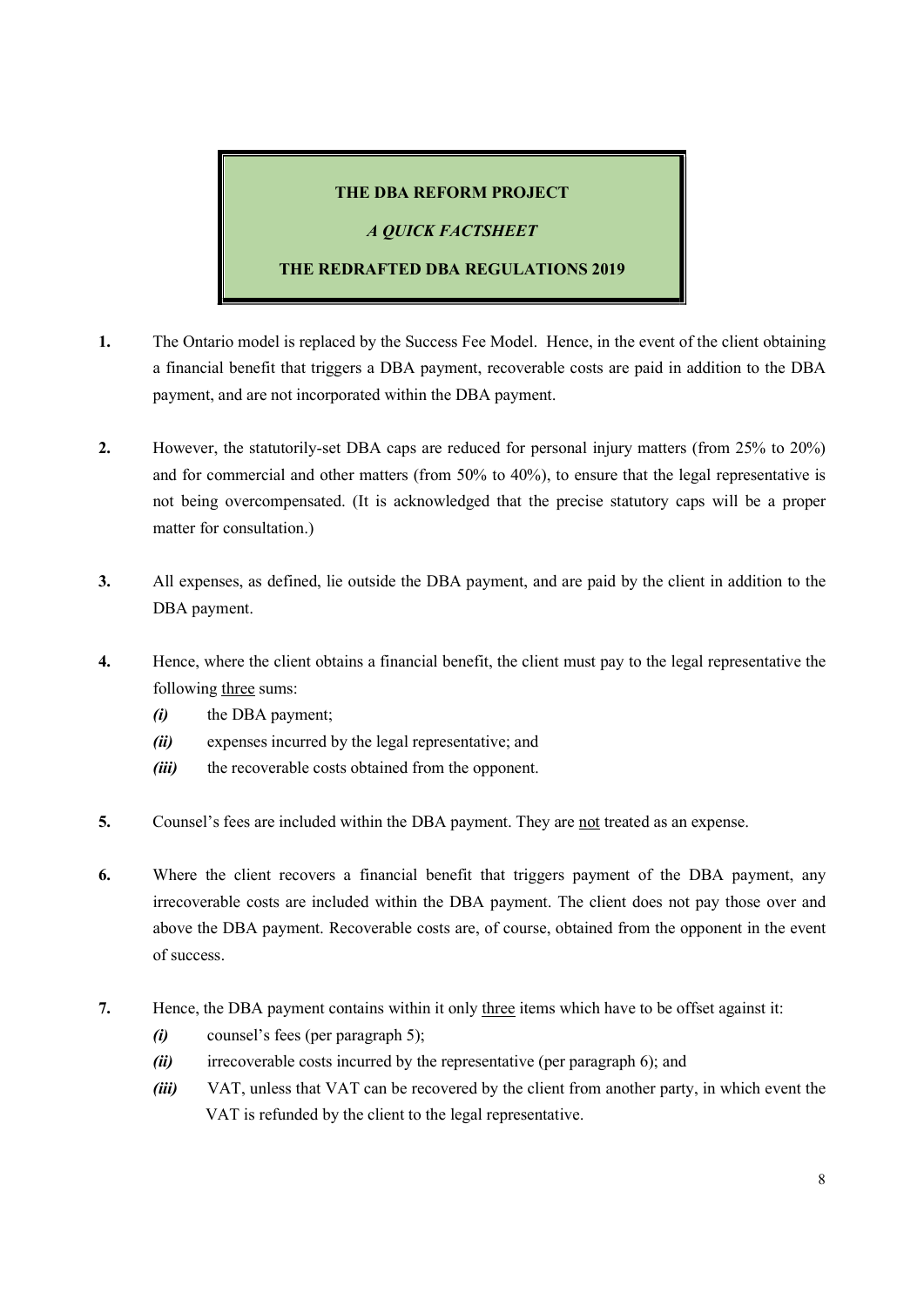**THE DBA REFORM PROJECT**

***A QUICK FACTSHEET***

**THE REDRAFTED DBA REGULATIONS 2019**

**1.** The Ontario model is replaced by the Success Fee Model. Hence, in the event of the client obtaining a financial benefit that triggers a DBA payment, recoverable costs are paid in addition to the DBA payment, and are not incorporated within the DBA payment.

**2.** However, the statutorily-set DBA caps are reduced for personal injury matters (from 25% to 20%) and for commercial and other matters (from 50% to 40%), to ensure that the legal representative is not being overcompensated. (It is acknowledged that the precise statutory caps will be a proper matter for consultation.)

**3.** All expenses, as defined, lie outside the DBA payment, and are paid by the client in addition to the DBA payment.

**4.** Hence, where the client obtains a financial benefit, the client must pay to the legal representative the following <u>three</u> sums:

- ***(i)*** the DBA payment;
- ***(ii)*** expenses incurred by the legal representative; and
- ***(iii)*** the recoverable costs obtained from the opponent.

**5.** Counsel's fees are included within the DBA payment. They are <u>not</u> treated as an expense.

**6.** Where the client recovers a financial benefit that triggers payment of the DBA payment, any irrecoverable costs are included within the DBA payment. The client does not pay those over and above the DBA payment. Recoverable costs are, of course, obtained from the opponent in the event of success.

**7.** Hence, the DBA payment contains within it only <u>three</u> items which have to be offset against it:

- ***(i)*** counsel's fees (per paragraph 5);
- ***(ii)*** irrecoverable costs incurred by the representative (per paragraph 6); and
- ***(iii)*** VAT, unless that VAT can be recovered by the client from another party, in which event the VAT is refunded by the client to the legal representative.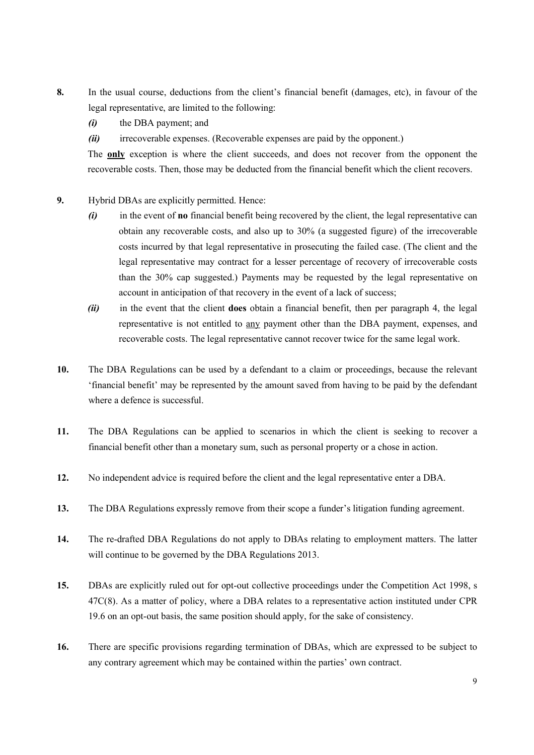**8.** In the usual course, deductions from the client's financial benefit (damages, etc), in favour of the legal representative, are limited to the following:

*(i)* the DBA payment; and

*(ii)* irrecoverable expenses. (Recoverable expenses are paid by the opponent.)

The **only** exception is where the client succeeds, and does not recover from the opponent the recoverable costs. Then, those may be deducted from the financial benefit which the client recovers.

**9.** Hybrid DBAs are explicitly permitted. Hence:

*(i)* in the event of **no** financial benefit being recovered by the client, the legal representative can obtain any recoverable costs, and also up to 30% (a suggested figure) of the irrecoverable costs incurred by that legal representative in prosecuting the failed case. (The client and the legal representative may contract for a lesser percentage of recovery of irrecoverable costs than the 30% cap suggested.) Payments may be requested by the legal representative on account in anticipation of that recovery in the event of a lack of success;

*(ii)* in the event that the client **does** obtain a financial benefit, then per paragraph 4, the legal representative is not entitled to any payment other than the DBA payment, expenses, and recoverable costs. The legal representative cannot recover twice for the same legal work.

**10.** The DBA Regulations can be used by a defendant to a claim or proceedings, because the relevant 'financial benefit' may be represented by the amount saved from having to be paid by the defendant where a defence is successful.

**11.** The DBA Regulations can be applied to scenarios in which the client is seeking to recover a financial benefit other than a monetary sum, such as personal property or a chose in action.

**12.** No independent advice is required before the client and the legal representative enter a DBA.

**13.** The DBA Regulations expressly remove from their scope a funder's litigation funding agreement.

**14.** The re-drafted DBA Regulations do not apply to DBAs relating to employment matters. The latter will continue to be governed by the DBA Regulations 2013.

**15.** DBAs are explicitly ruled out for opt-out collective proceedings under the Competition Act 1998, s 47C(8). As a matter of policy, where a DBA relates to a representative action instituted under CPR 19.6 on an opt-out basis, the same position should apply, for the sake of consistency.

**16.** There are specific provisions regarding termination of DBAs, which are expressed to be subject to any contrary agreement which may be contained within the parties' own contract.